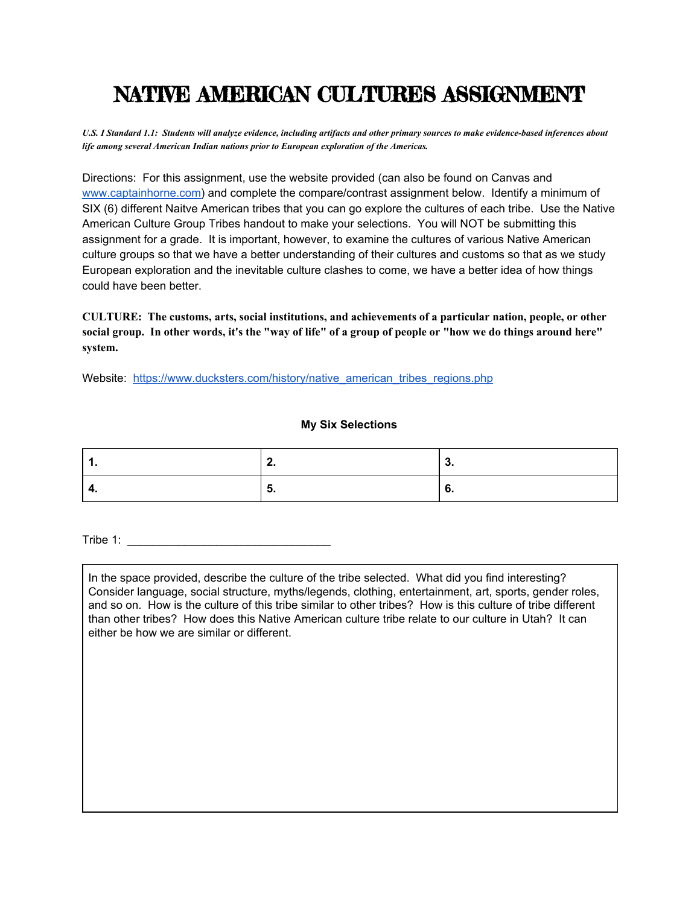# NATIVE AMERICAN CULTURES ASSIGNMENT

***U.S. I Standard 1.1: Students will analyze evidence, including artifacts and other primary sources to make evidence-based inferences about life among several American Indian nations prior to European exploration of the Americas.***

Directions: For this assignment, use the website provided (can also be found on Canvas and www.captainhorne.com) and complete the compare/contrast assignment below. Identify a minimum of SIX (6) different Naitve American tribes that you can go explore the cultures of each tribe. Use the Native American Culture Group Tribes handout to make your selections. You will NOT be submitting this assignment for a grade. It is important, however, to examine the cultures of various Native American culture groups so that we have a better understanding of their cultures and customs so that as we study European exploration and the inevitable culture clashes to come, we have a better idea of how things could have been better.

**CULTURE: The customs, arts, social institutions, and achievements of a particular nation, people, or other social group. In other words, it's the "way of life" of a group of people or "how we do things around here" system.**

Website: https://www.ducksters.com/history/native_american_tribes_regions.php

**My Six Selections**

| **1.** | **2.** | **3.** |
|---|---|---|
| **4.** | **5.** | **6.** |

Tribe 1: ________________________________

| In the space provided, describe the culture of the tribe selected. What did you find interesting? Consider language, social structure, myths/legends, clothing, entertainment, art, sports, gender roles, and so on. How is the culture of this tribe similar to other tribes? How is this culture of tribe different than other tribes? How does this Native American culture tribe relate to our culture in Utah? It can either be how we are similar or different. |
|---|
| |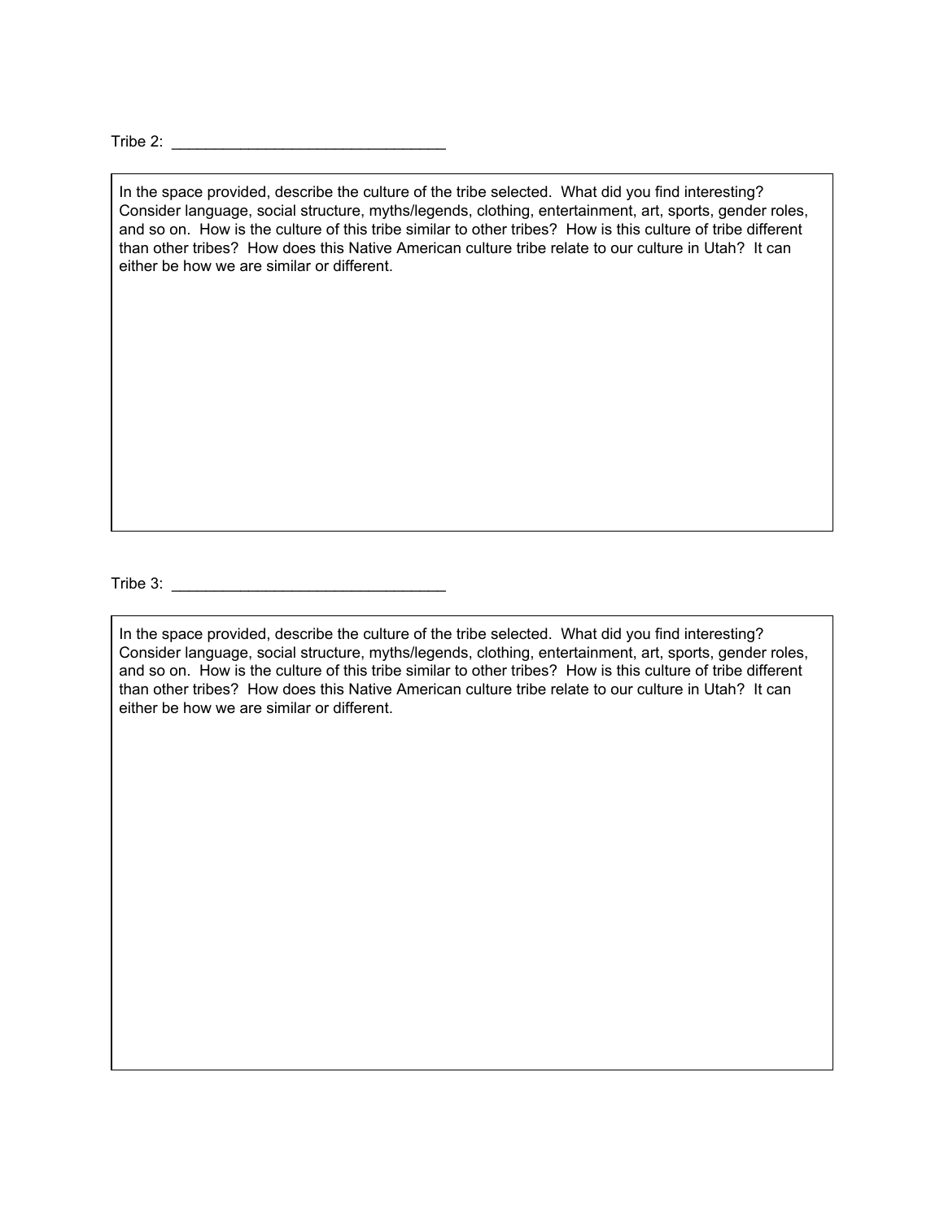Tribe 2: _________________________________

In the space provided, describe the culture of the tribe selected. What did you find interesting? Consider language, social structure, myths/legends, clothing, entertainment, art, sports, gender roles, and so on. How is the culture of this tribe similar to other tribes? How is this culture of tribe different than other tribes? How does this Native American culture tribe relate to our culture in Utah? It can either be how we are similar or different.

Tribe 3: _________________________________

In the space provided, describe the culture of the tribe selected. What did you find interesting? Consider language, social structure, myths/legends, clothing, entertainment, art, sports, gender roles, and so on. How is the culture of this tribe similar to other tribes? How is this culture of tribe different than other tribes? How does this Native American culture tribe relate to our culture in Utah? It can either be how we are similar or different.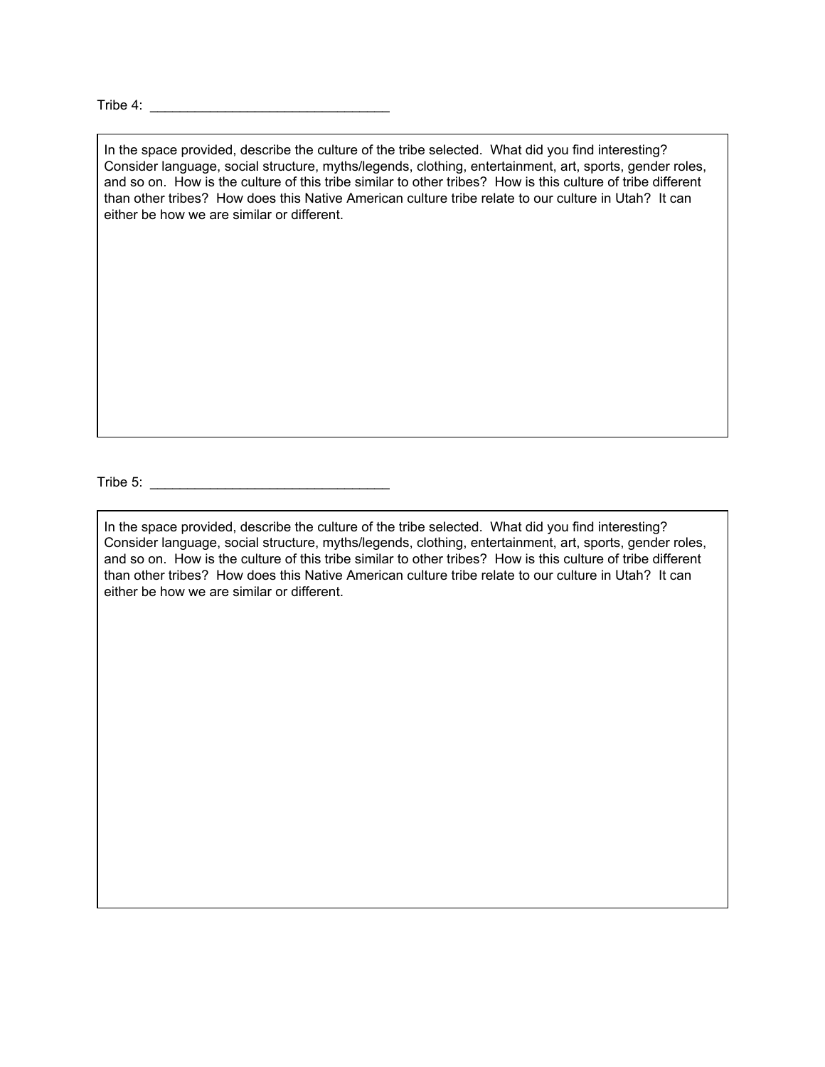Tribe 4: ________________________________

In the space provided, describe the culture of the tribe selected. What did you find interesting? Consider language, social structure, myths/legends, clothing, entertainment, art, sports, gender roles, and so on. How is the culture of this tribe similar to other tribes? How is this culture of tribe different than other tribes? How does this Native American culture tribe relate to our culture in Utah? It can either be how we are similar or different.

Tribe 5: ________________________________

In the space provided, describe the culture of the tribe selected. What did you find interesting? Consider language, social structure, myths/legends, clothing, entertainment, art, sports, gender roles, and so on. How is the culture of this tribe similar to other tribes? How is this culture of tribe different than other tribes? How does this Native American culture tribe relate to our culture in Utah? It can either be how we are similar or different.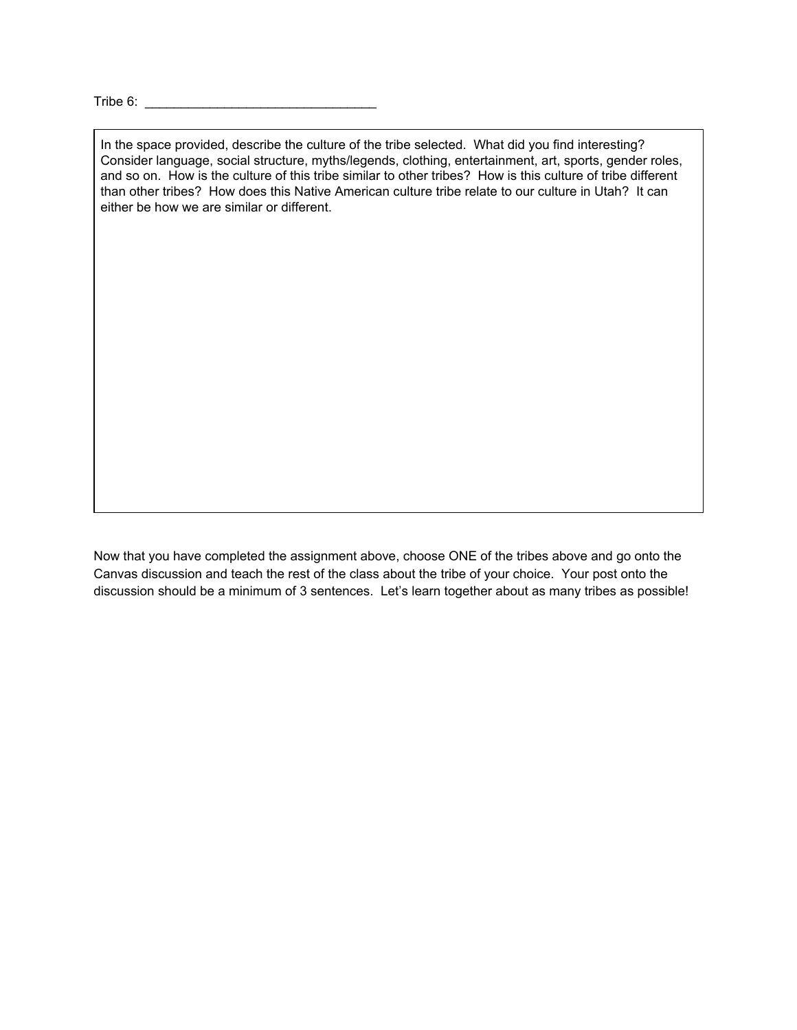Tribe 6: ________________________________

| |
|---|
| In the space provided, describe the culture of the tribe selected. What did you find interesting? Consider language, social structure, myths/legends, clothing, entertainment, art, sports, gender roles, and so on. How is the culture of this tribe similar to other tribes? How is this culture of tribe different than other tribes? How does this Native American culture tribe relate to our culture in Utah? It can either be how we are similar or different. |

Now that you have completed the assignment above, choose ONE of the tribes above and go onto the Canvas discussion and teach the rest of the class about the tribe of your choice. Your post onto the discussion should be a minimum of 3 sentences. Let's learn together about as many tribes as possible!